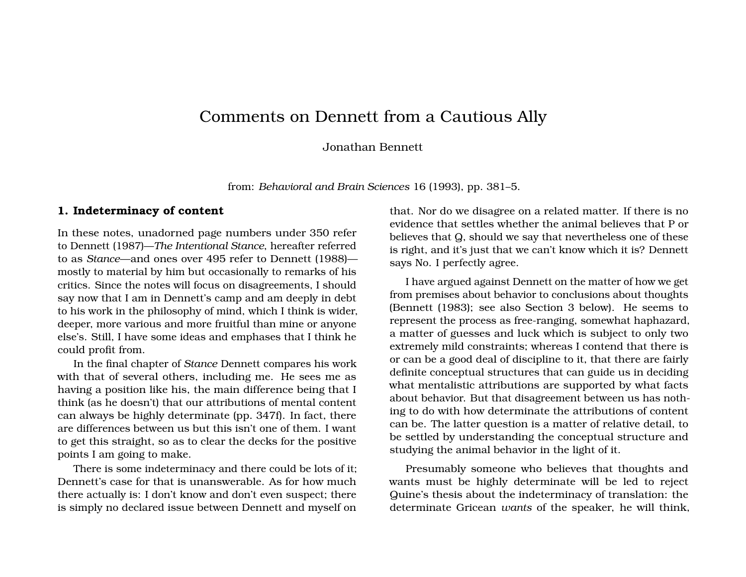# Comments on Dennett from a Cautious Ally

Jonathan Bennett

from: *Behavioral and Brain Sciences* 16 (1993), pp. 381–5.

## 1. Indeterminacy of content

In these notes, unadorned page numbers under 350 refer to Dennett (1987)—*The Intentional Stance*, hereafter referred to as *Stance*—and ones over 495 refer to Dennett (1988)—mostly to material by him but occasionally to remarks of his critics. Since the notes will focus on disagreements, I should say now that I am in Dennett's camp and am deeply in debt to his work in the philosophy of mind, which I think is wider, deeper, more various and more fruitful than mine or anyone else's. Still, I have some ideas and emphases that I think he could profit from.

In the final chapter of *Stance* Dennett compares his work with that of several others, including me. He sees me as having a position like his, the main difference being that I think (as he doesn't) that our attributions of mental content can always be highly determinate (pp. 347f). In fact, there are differences between us but this isn't one of them. I want to get this straight, so as to clear the decks for the positive points I am going to make.

There is some indeterminacy and there could be lots of it; Dennett's case for that is unanswerable. As for how much there actually is: I don't know and don't even suspect; there is simply no declared issue between Dennett and myself on that. Nor do we disagree on a related matter. If there is no evidence that settles whether the animal believes that P or believes that Q, should we say that nevertheless one of these is right, and it's just that we can't know which it is? Dennett says No. I perfectly agree.

I have argued against Dennett on the matter of how we get from premises about behavior to conclusions about thoughts (Bennett (1983); see also Section 3 below). He seems to represent the process as free-ranging, somewhat haphazard, a matter of guesses and luck which is subject to only two extremely mild constraints; whereas I contend that there is or can be a good deal of discipline to it, that there are fairly definite conceptual structures that can guide us in deciding what mentalistic attributions are supported by what facts about behavior. But that disagreement between us has nothing to do with how determinate the attributions of content can be. The latter question is a matter of relative detail, to be settled by understanding the conceptual structure and studying the animal behavior in the light of it.

Presumably someone who believes that thoughts and wants must be highly determinate will be led to reject Quine's thesis about the indeterminacy of translation: the determinate Gricean *wants* of the speaker, he will think,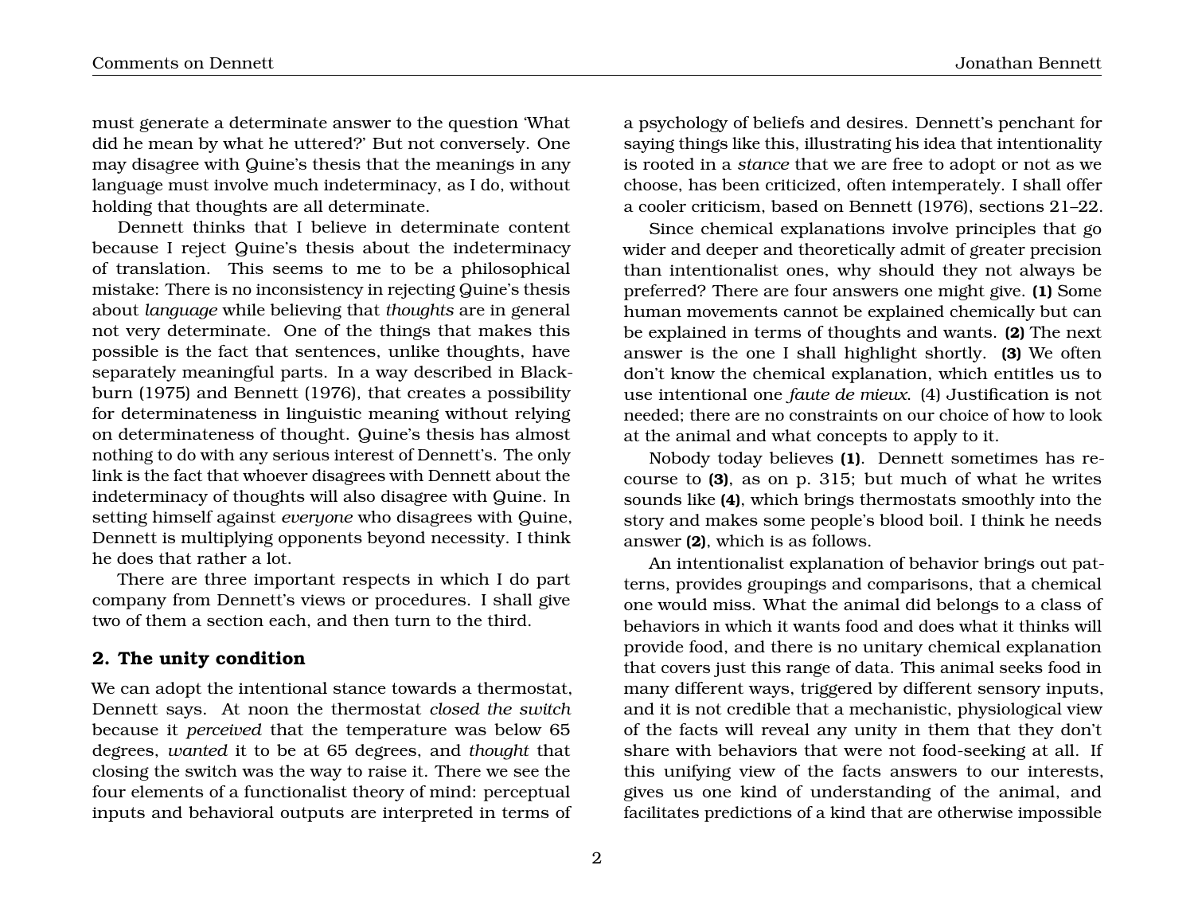must generate a determinate answer to the question 'What did he mean by what he uttered?' But not conversely. One may disagree with Quine's thesis that the meanings in any language must involve much indeterminacy, as I do, without holding that thoughts are all determinate.

Dennett thinks that I believe in determinate content because I reject Quine's thesis about the indeterminacy of translation. This seems to me to be a philosophical mistake: There is no inconsistency in rejecting Quine's thesis about *language* while believing that *thoughts* are in general not very determinate. One of the things that makes this possible is the fact that sentences, unlike thoughts, have separately meaningful parts. In a way described in Blackburn (1975) and Bennett (1976), that creates a possibility for determinateness in linguistic meaning without relying on determinateness of thought. Quine's thesis has almost nothing to do with any serious interest of Dennett's. The only link is the fact that whoever disagrees with Dennett about the indeterminacy of thoughts will also disagree with Quine. In setting himself against *everyone* who disagrees with Quine, Dennett is multiplying opponents beyond necessity. I think he does that rather a lot.

There are three important respects in which I do part company from Dennett's views or procedures. I shall give two of them a section each, and then turn to the third.

## 2. The unity condition

We can adopt the intentional stance towards a thermostat, Dennett says. At noon the thermostat *closed the switch* because it *perceived* that the temperature was below 65 degrees, *wanted* it to be at 65 degrees, and *thought* that closing the switch was the way to raise it. There we see the four elements of a functionalist theory of mind: perceptual inputs and behavioral outputs are interpreted in terms of a psychology of beliefs and desires. Dennett's penchant for saying things like this, illustrating his idea that intentionality is rooted in a *stance* that we are free to adopt or not as we choose, has been criticized, often intemperately. I shall offer a cooler criticism, based on Bennett (1976), sections 21–22.

Since chemical explanations involve principles that go wider and deeper and theoretically admit of greater precision than intentionalist ones, why should they not always be preferred? There are four answers one might give. **(1)** Some human movements cannot be explained chemically but can be explained in terms of thoughts and wants. **(2)** The next answer is the one I shall highlight shortly. **(3)** We often don't know the chemical explanation, which entitles us to use intentional one *faute de mieux*. (4) Justification is not needed; there are no constraints on our choice of how to look at the animal and what concepts to apply to it.

Nobody today believes **(1)**. Dennett sometimes has recourse to **(3)**, as on p. 315; but much of what he writes sounds like **(4)**, which brings thermostats smoothly into the story and makes some people's blood boil. I think he needs answer **(2)**, which is as follows.

An intentionalist explanation of behavior brings out patterns, provides groupings and comparisons, that a chemical one would miss. What the animal did belongs to a class of behaviors in which it wants food and does what it thinks will provide food, and there is no unitary chemical explanation that covers just this range of data. This animal seeks food in many different ways, triggered by different sensory inputs, and it is not credible that a mechanistic, physiological view of the facts will reveal any unity in them that they don't share with behaviors that were not food-seeking at all. If this unifying view of the facts answers to our interests, gives us one kind of understanding of the animal, and facilitates predictions of a kind that are otherwise impossible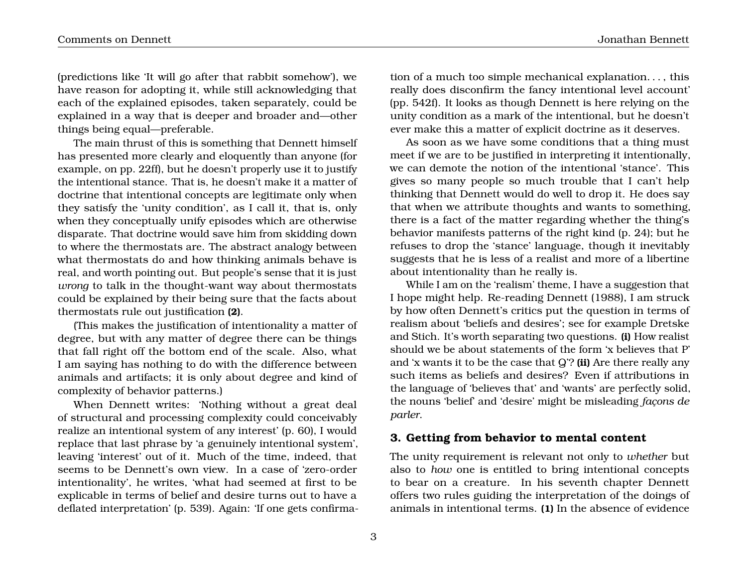(predictions like 'It will go after that rabbit somehow'), we have reason for adopting it, while still acknowledging that each of the explained episodes, taken separately, could be explained in a way that is deeper and broader and—other things being equal—preferable.

The main thrust of this is something that Dennett himself has presented more clearly and eloquently than anyone (for example, on pp. 22ff), but he doesn't properly use it to justify the intentional stance. That is, he doesn't make it a matter of doctrine that intentional concepts are legitimate only when they satisfy the 'unity condition', as I call it, that is, only when they conceptually unify episodes which are otherwise disparate. That doctrine would save him from skidding down to where the thermostats are. The abstract analogy between what thermostats do and how thinking animals behave is real, and worth pointing out. But people's sense that it is just *wrong* to talk in the thought-want way about thermostats could be explained by their being sure that the facts about thermostats rule out justification **(2)**.

(This makes the justification of intentionality a matter of degree, but with any matter of degree there can be things that fall right off the bottom end of the scale. Also, what I am saying has nothing to do with the difference between animals and artifacts; it is only about degree and kind of complexity of behavior patterns.)

When Dennett writes: 'Nothing without a great deal of structural and processing complexity could conceivably realize an intentional system of any interest' (p. 60), I would replace that last phrase by 'a genuinely intentional system', leaving 'interest' out of it. Much of the time, indeed, that seems to be Dennett's own view. In a case of 'zero-order intentionality', he writes, 'what had seemed at first to be explicable in terms of belief and desire turns out to have a deflated interpretation' (p. 539). Again: 'If one gets confirmation of a much too simple mechanical explanation. . . , this really does disconfirm the fancy intentional level account' (pp. 542f). It looks as though Dennett is here relying on the unity condition as a mark of the intentional, but he doesn't ever make this a matter of explicit doctrine as it deserves.

As soon as we have some conditions that a thing must meet if we are to be justified in interpreting it intentionally, we can demote the notion of the intentional 'stance'. This gives so many people so much trouble that I can't help thinking that Dennett would do well to drop it. He does say that when we attribute thoughts and wants to something, there is a fact of the matter regarding whether the thing's behavior manifests patterns of the right kind (p. 24); but he refuses to drop the 'stance' language, though it inevitably suggests that he is less of a realist and more of a libertine about intentionality than he really is.

While I am on the 'realism' theme, I have a suggestion that I hope might help. Re-reading Dennett (1988), I am struck by how often Dennett's critics put the question in terms of realism about 'beliefs and desires'; see for example Dretske and Stich. It's worth separating two questions. **(i)** How realist should we be about statements of the form 'x believes that P' and 'x wants it to be the case that Q'? **(ii)** Are there really any such items as beliefs and desires? Even if attributions in the language of 'believes that' and 'wants' are perfectly solid, the nouns 'belief' and 'desire' might be misleading *façons de parler*.

## 3. Getting from behavior to mental content

The unity requirement is relevant not only to *whether* but also to *how* one is entitled to bring intentional concepts to bear on a creature. In his seventh chapter Dennett offers two rules guiding the interpretation of the doings of animals in intentional terms. **(1)** In the absence of evidence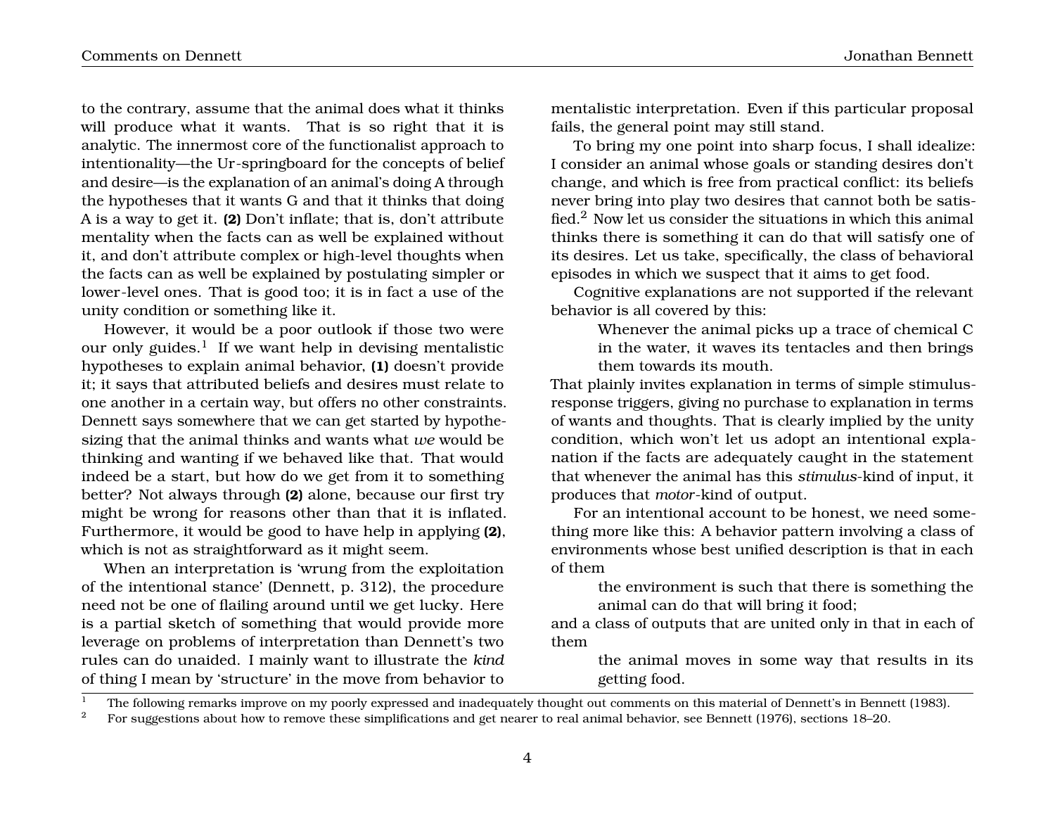to the contrary, assume that the animal does what it thinks will produce what it wants. That is so right that it is analytic. The innermost core of the functionalist approach to intentionality—the Ur-springboard for the concepts of belief and desire—is the explanation of an animal's doing A through the hypotheses that it wants G and that it thinks that doing A is a way to get it. **(2)** Don't inflate; that is, don't attribute mentality when the facts can as well be explained without it, and don't attribute complex or high-level thoughts when the facts can as well be explained by postulating simpler or lower-level ones. That is good too; it is in fact a use of the unity condition or something like it.

However, it would be a poor outlook if those two were our only guides.[1] If we want help in devising mentalistic hypotheses to explain animal behavior, **(1)** doesn't provide it; it says that attributed beliefs and desires must relate to one another in a certain way, but offers no other constraints. Dennett says somewhere that we can get started by hypothesizing that the animal thinks and wants what *we* would be thinking and wanting if we behaved like that. That would indeed be a start, but how do we get from it to something better? Not always through **(2)** alone, because our first try might be wrong for reasons other than that it is inflated. Furthermore, it would be good to have help in applying **(2)**, which is not as straightforward as it might seem.

When an interpretation is 'wrung from the exploitation of the intentional stance' (Dennett, p. 312), the procedure need not be one of flailing around until we get lucky. Here is a partial sketch of something that would provide more leverage on problems of interpretation than Dennett's two rules can do unaided. I mainly want to illustrate the *kind* of thing I mean by 'structure' in the move from behavior to mentalistic interpretation. Even if this particular proposal fails, the general point may still stand.

To bring my one point into sharp focus, I shall idealize: I consider an animal whose goals or standing desires don't change, and which is free from practical conflict: its beliefs never bring into play two desires that cannot both be satisfied.[2] Now let us consider the situations in which this animal thinks there is something it can do that will satisfy one of its desires. Let us take, specifically, the class of behavioral episodes in which we suspect that it aims to get food.

Cognitive explanations are not supported if the relevant behavior is all covered by this:

> Whenever the animal picks up a trace of chemical C in the water, it waves its tentacles and then brings them towards its mouth.

That plainly invites explanation in terms of simple stimulus-response triggers, giving no purchase to explanation in terms of wants and thoughts. That is clearly implied by the unity condition, which won't let us adopt an intentional explanation if the facts are adequately caught in the statement that whenever the animal has this *stimulus*-kind of input, it produces that *motor*-kind of output.

For an intentional account to be honest, we need something more like this: A behavior pattern involving a class of environments whose best unified description is that in each of them

> the environment is such that there is something the animal can do that will bring it food;

and a class of outputs that are united only in that in each of them

> the animal moves in some way that results in its getting food.

[1] The following remarks improve on my poorly expressed and inadequately thought out comments on this material of Dennett's in Bennett (1983).

[2] For suggestions about how to remove these simplifications and get nearer to real animal behavior, see Bennett (1976), sections 18–20.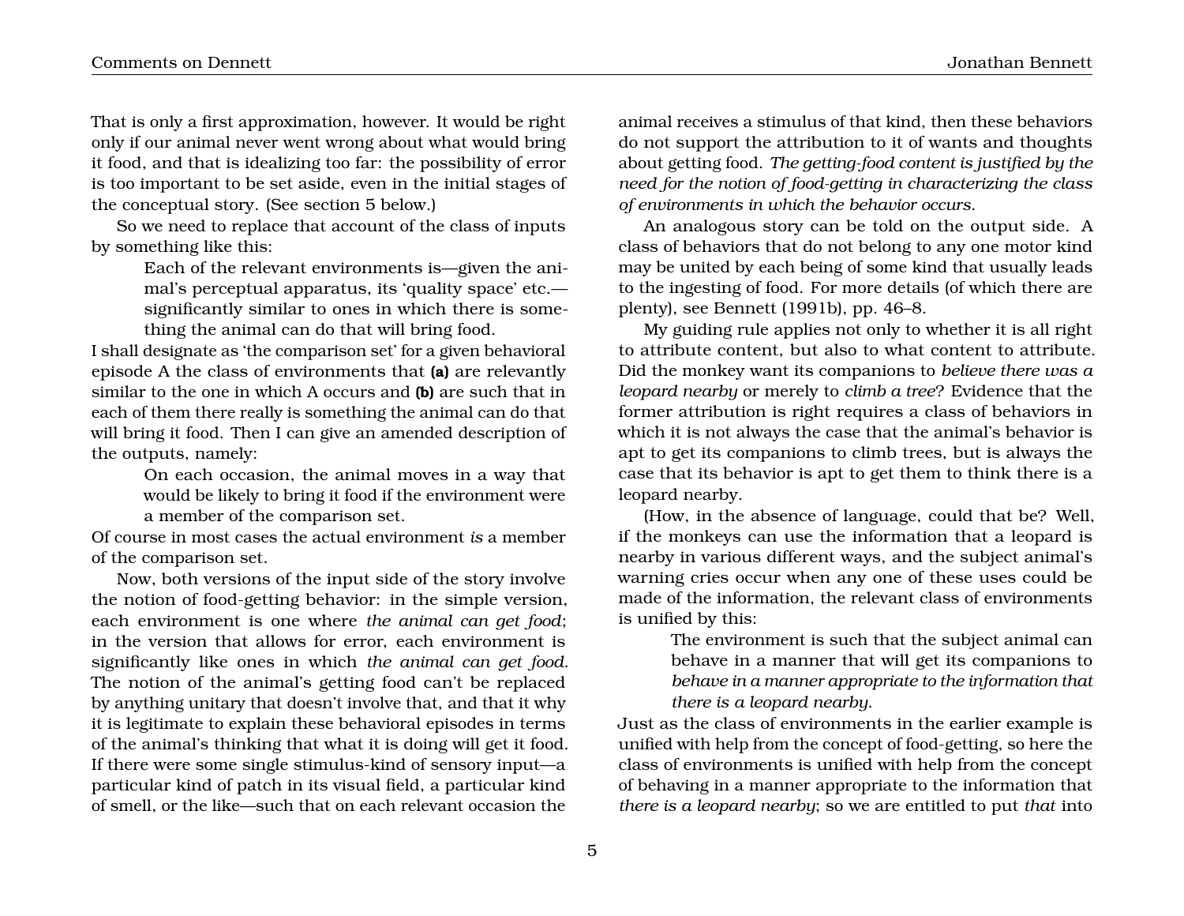That is only a first approximation, however. It would be right only if our animal never went wrong about what would bring it food, and that is idealizing too far: the possibility of error is too important to be set aside, even in the initial stages of the conceptual story. (See section 5 below.)

So we need to replace that account of the class of inputs by something like this:

> Each of the relevant environments is—given the animal's perceptual apparatus, its 'quality space' etc.—significantly similar to ones in which there is something the animal can do that will bring food.

I shall designate as 'the comparison set' for a given behavioral episode A the class of environments that **(a)** are relevantly similar to the one in which A occurs and **(b)** are such that in each of them there really is something the animal can do that will bring it food. Then I can give an amended description of the outputs, namely:

> On each occasion, the animal moves in a way that would be likely to bring it food if the environment were a member of the comparison set.

Of course in most cases the actual environment *is* a member of the comparison set.

Now, both versions of the input side of the story involve the notion of food-getting behavior: in the simple version, each environment is one where *the animal can get food*; in the version that allows for error, each environment is significantly like ones in which *the animal can get food*. The notion of the animal's getting food can't be replaced by anything unitary that doesn't involve that, and that it why it is legitimate to explain these behavioral episodes in terms of the animal's thinking that what it is doing will get it food. If there were some single stimulus-kind of sensory input—a particular kind of patch in its visual field, a particular kind of smell, or the like—such that on each relevant occasion the animal receives a stimulus of that kind, then these behaviors do not support the attribution to it of wants and thoughts about getting food. *The getting-food content is justified by the need for the notion of food-getting in characterizing the class of environments in which the behavior occurs.*

An analogous story can be told on the output side. A class of behaviors that do not belong to any one motor kind may be united by each being of some kind that usually leads to the ingesting of food. For more details (of which there are plenty), see Bennett (1991b), pp. 46–8.

My guiding rule applies not only to whether it is all right to attribute content, but also to what content to attribute. Did the monkey want its companions to *believe there was a leopard nearby* or merely to *climb a tree*? Evidence that the former attribution is right requires a class of behaviors in which it is not always the case that the animal's behavior is apt to get its companions to climb trees, but is always the case that its behavior is apt to get them to think there is a leopard nearby.

(How, in the absence of language, could that be? Well, if the monkeys can use the information that a leopard is nearby in various different ways, and the subject animal's warning cries occur when any one of these uses could be made of the information, the relevant class of environments is unified by this:

> The environment is such that the subject animal can behave in a manner that will get its companions to *behave in a manner appropriate to the information that there is a leopard nearby.*

Just as the class of environments in the earlier example is unified with help from the concept of food-getting, so here the class of environments is unified with help from the concept of behaving in a manner appropriate to the information that *there is a leopard nearby*; so we are entitled to put *that* into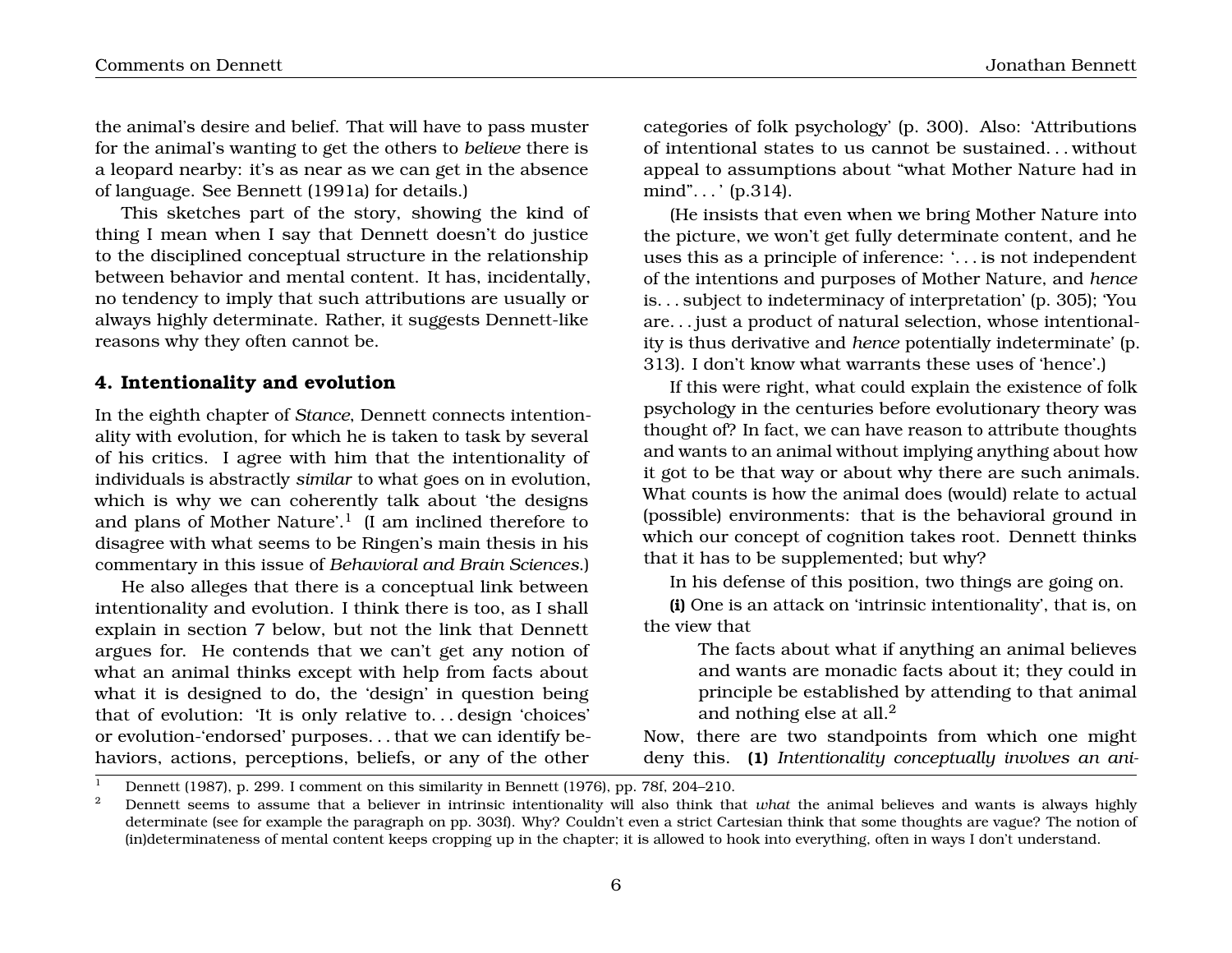the animal's desire and belief. That will have to pass muster for the animal's wanting to get the others to *believe* there is a leopard nearby: it's as near as we can get in the absence of language. See Bennett (1991a) for details.)

This sketches part of the story, showing the kind of thing I mean when I say that Dennett doesn't do justice to the disciplined conceptual structure in the relationship between behavior and mental content. It has, incidentally, no tendency to imply that such attributions are usually or always highly determinate. Rather, it suggests Dennett-like reasons why they often cannot be.

## 4. Intentionality and evolution

In the eighth chapter of *Stance*, Dennett connects intentionality with evolution, for which he is taken to task by several of his critics. I agree with him that the intentionality of individuals is abstractly *similar* to what goes on in evolution, which is why we can coherently talk about 'the designs and plans of Mother Nature'.[1] (I am inclined therefore to disagree with what seems to be Ringen's main thesis in his commentary in this issue of *Behavioral and Brain Sciences*.)

He also alleges that there is a conceptual link between intentionality and evolution. I think there is too, as I shall explain in section 7 below, but not the link that Dennett argues for. He contends that we can't get any notion of what an animal thinks except with help from facts about what it is designed to do, the 'design' in question being that of evolution: 'It is only relative to... design 'choices' or evolution-'endorsed' purposes... that we can identify behaviors, actions, perceptions, beliefs, or any of the other categories of folk psychology' (p. 300). Also: 'Attributions of intentional states to us cannot be sustained... without appeal to assumptions about "what Mother Nature had in mind"... ' (p.314).

(He insists that even when we bring Mother Nature into the picture, we won't get fully determinate content, and he uses this as a principle of inference: '... is not independent of the intentions and purposes of Mother Nature, and *hence* is... subject to indeterminacy of interpretation' (p. 305); 'You are... just a product of natural selection, whose intentionality is thus derivative and *hence* potentially indeterminate' (p. 313). I don't know what warrants these uses of 'hence'.)

If this were right, what could explain the existence of folk psychology in the centuries before evolutionary theory was thought of? In fact, we can have reason to attribute thoughts and wants to an animal without implying anything about how it got to be that way or about why there are such animals. What counts is how the animal does (would) relate to actual (possible) environments: that is the behavioral ground in which our concept of cognition takes root. Dennett thinks that it has to be supplemented; but why?

In his defense of this position, two things are going on.

**(i)** One is an attack on 'intrinsic intentionality', that is, on the view that

> The facts about what if anything an animal believes and wants are monadic facts about it; they could in principle be established by attending to that animal and nothing else at all.[2]

Now, there are two standpoints from which one might deny this. **(1)** *Intentionality conceptually involves an ani-*

---

[1] Dennett (1987), p. 299. I comment on this similarity in Bennett (1976), pp. 78f, 204–210.

[2] Dennett seems to assume that a believer in intrinsic intentionality will also think that *what* the animal believes and wants is always highly determinate (see for example the paragraph on pp. 303f). Why? Couldn't even a strict Cartesian think that some thoughts are vague? The notion of (in)determinateness of mental content keeps cropping up in the chapter; it is allowed to hook into everything, often in ways I don't understand.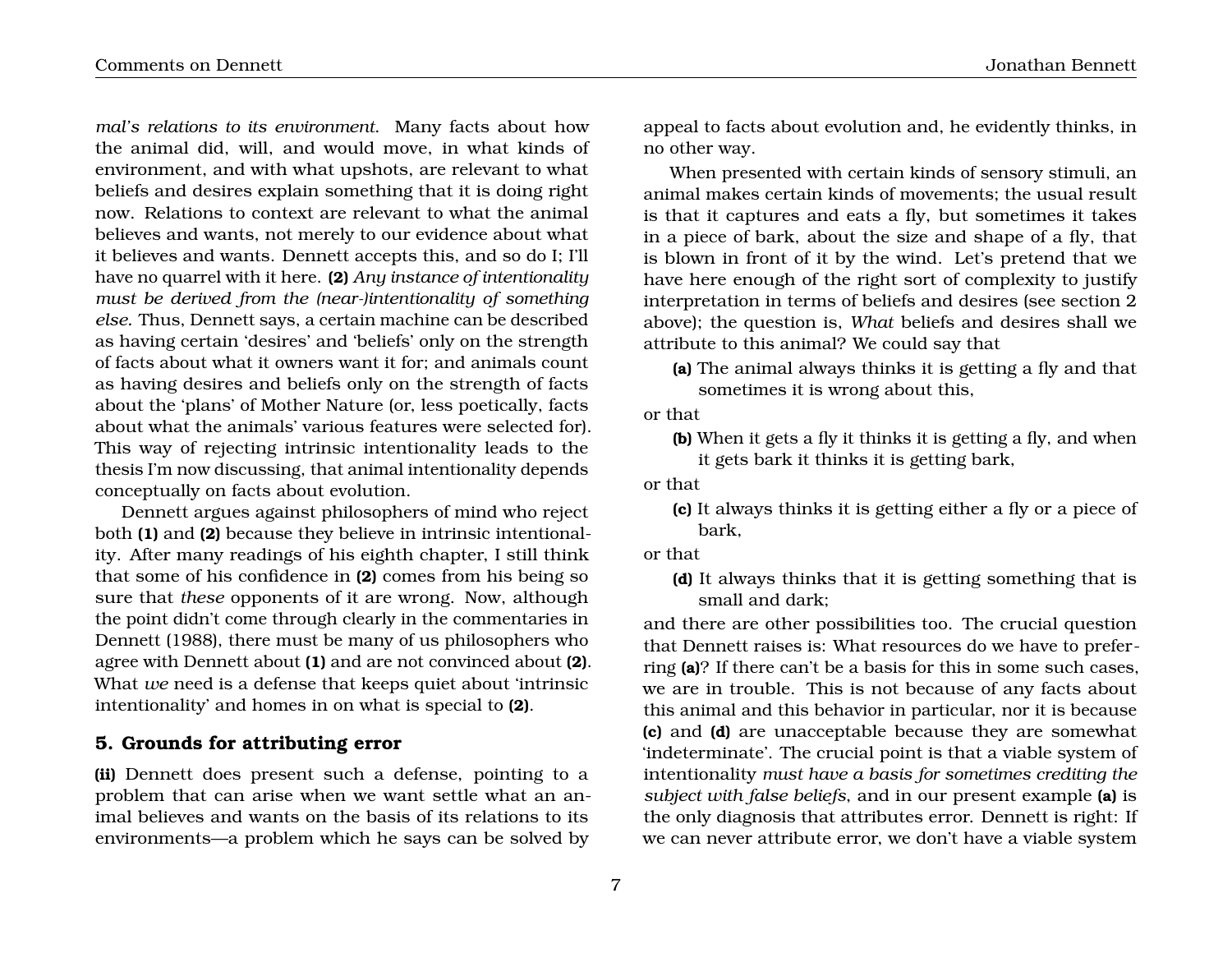*mal's relations to its environment*. Many facts about how the animal did, will, and would move, in what kinds of environment, and with what upshots, are relevant to what beliefs and desires explain something that it is doing right now. Relations to context are relevant to what the animal believes and wants, not merely to our evidence about what it believes and wants. Dennett accepts this, and so do I; I'll have no quarrel with it here. **(2)** *Any instance of intentionality must be derived from the (near-)intentionality of something else.* Thus, Dennett says, a certain machine can be described as having certain 'desires' and 'beliefs' only on the strength of facts about what it owners want it for; and animals count as having desires and beliefs only on the strength of facts about the 'plans' of Mother Nature (or, less poetically, facts about what the animals' various features were selected for). This way of rejecting intrinsic intentionality leads to the thesis I'm now discussing, that animal intentionality depends conceptually on facts about evolution.

Dennett argues against philosophers of mind who reject both **(1)** and **(2)** because they believe in intrinsic intentionality. After many readings of his eighth chapter, I still think that some of his confidence in **(2)** comes from his being so sure that *these* opponents of it are wrong. Now, although the point didn't come through clearly in the commentaries in Dennett (1988), there must be many of us philosophers who agree with Dennett about **(1)** and are not convinced about **(2)**. What *we* need is a defense that keeps quiet about 'intrinsic intentionality' and homes in on what is special to **(2)**.

## 5. Grounds for attributing error

**(ii)** Dennett does present such a defense, pointing to a problem that can arise when we want settle what an animal believes and wants on the basis of its relations to its environments—a problem which he says can be solved by appeal to facts about evolution and, he evidently thinks, in no other way.

When presented with certain kinds of sensory stimuli, an animal makes certain kinds of movements; the usual result is that it captures and eats a fly, but sometimes it takes in a piece of bark, about the size and shape of a fly, that is blown in front of it by the wind. Let's pretend that we have here enough of the right sort of complexity to justify interpretation in terms of beliefs and desires (see section 2 above); the question is, *What* beliefs and desires shall we attribute to this animal? We could say that

> **(a)** The animal always thinks it is getting a fly and that sometimes it is wrong about this,

or that

> **(b)** When it gets a fly it thinks it is getting a fly, and when it gets bark it thinks it is getting bark,

or that

> **(c)** It always thinks it is getting either a fly or a piece of bark,

or that

> **(d)** It always thinks that it is getting something that is small and dark;

and there are other possibilities too. The crucial question that Dennett raises is: What resources do we have to preferring **(a)**? If there can't be a basis for this in some such cases, we are in trouble. This is not because of any facts about this animal and this behavior in particular, nor it is because **(c)** and **(d)** are unacceptable because they are somewhat 'indeterminate'. The crucial point is that a viable system of intentionality *must have a basis for sometimes crediting the subject with false beliefs*, and in our present example **(a)** is the only diagnosis that attributes error. Dennett is right: If we can never attribute error, we don't have a viable system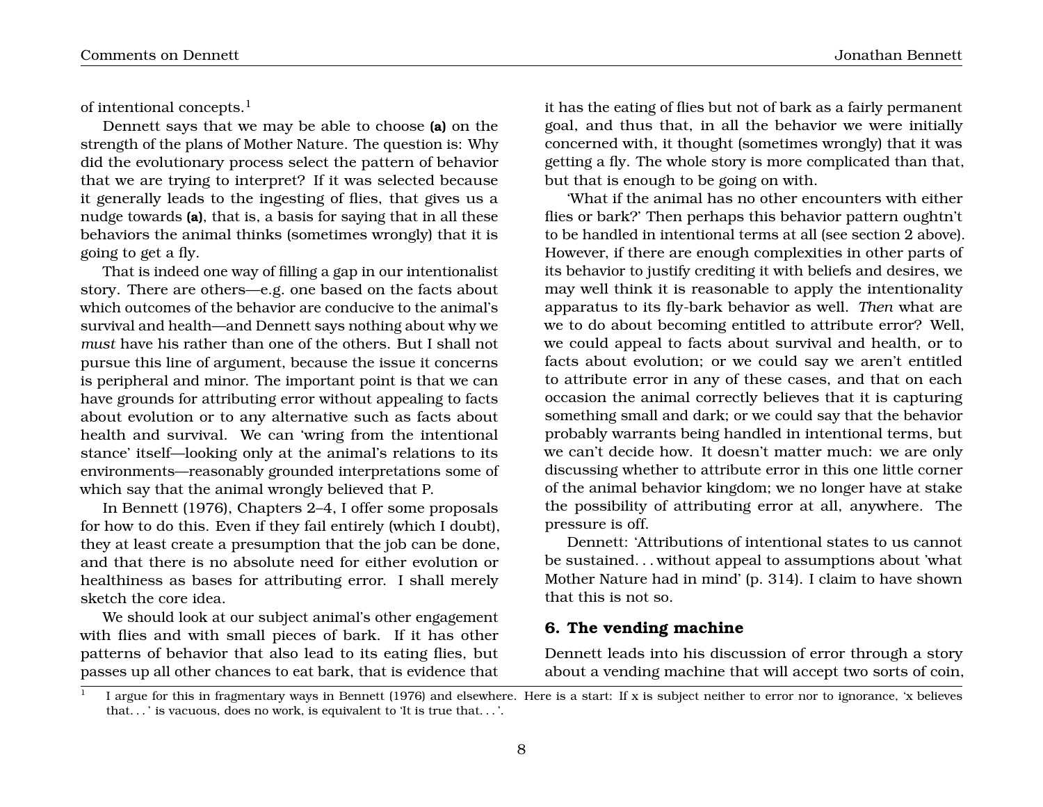of intentional concepts.[1]

Dennett says that we may be able to choose **(a)** on the strength of the plans of Mother Nature. The question is: Why did the evolutionary process select the pattern of behavior that we are trying to interpret? If it was selected because it generally leads to the ingesting of flies, that gives us a nudge towards **(a)**, that is, a basis for saying that in all these behaviors the animal thinks (sometimes wrongly) that it is going to get a fly.

That is indeed one way of filling a gap in our intentionalist story. There are others—e.g. one based on the facts about which outcomes of the behavior are conducive to the animal's survival and health—and Dennett says nothing about why we *must* have his rather than one of the others. But I shall not pursue this line of argument, because the issue it concerns is peripheral and minor. The important point is that we can have grounds for attributing error without appealing to facts about evolution or to any alternative such as facts about health and survival. We can 'wring from the intentional stance' itself—looking only at the animal's relations to its environments—reasonably grounded interpretations some of which say that the animal wrongly believed that P.

In Bennett (1976), Chapters 2–4, I offer some proposals for how to do this. Even if they fail entirely (which I doubt), they at least create a presumption that the job can be done, and that there is no absolute need for either evolution or healthiness as bases for attributing error. I shall merely sketch the core idea.

We should look at our subject animal's other engagement with flies and with small pieces of bark. If it has other patterns of behavior that also lead to its eating flies, but passes up all other chances to eat bark, that is evidence that it has the eating of flies but not of bark as a fairly permanent goal, and thus that, in all the behavior we were initially concerned with, it thought (sometimes wrongly) that it was getting a fly. The whole story is more complicated than that, but that is enough to be going on with.

'What if the animal has no other encounters with either flies or bark?' Then perhaps this behavior pattern oughtn't to be handled in intentional terms at all (see section 2 above). However, if there are enough complexities in other parts of its behavior to justify crediting it with beliefs and desires, we may well think it is reasonable to apply the intentionality apparatus to its fly-bark behavior as well. *Then* what are we to do about becoming entitled to attribute error? Well, we could appeal to facts about survival and health, or to facts about evolution; or we could say we aren't entitled to attribute error in any of these cases, and that on each occasion the animal correctly believes that it is capturing something small and dark; or we could say that the behavior probably warrants being handled in intentional terms, but we can't decide how. It doesn't matter much: we are only discussing whether to attribute error in this one little corner of the animal behavior kingdom; we no longer have at stake the possibility of attributing error at all, anywhere. The pressure is off.

Dennett: 'Attributions of intentional states to us cannot be sustained. . . without appeal to assumptions about 'what Mother Nature had in mind' (p. 314). I claim to have shown that this is not so.

## 6. The vending machine

Dennett leads into his discussion of error through a story about a vending machine that will accept two sorts of coin,

[1] I argue for this in fragmentary ways in Bennett (1976) and elsewhere. Here is a start: If x is subject neither to error nor to ignorance, 'x believes that. . . ' is vacuous, does no work, is equivalent to 'It is true that. . . '.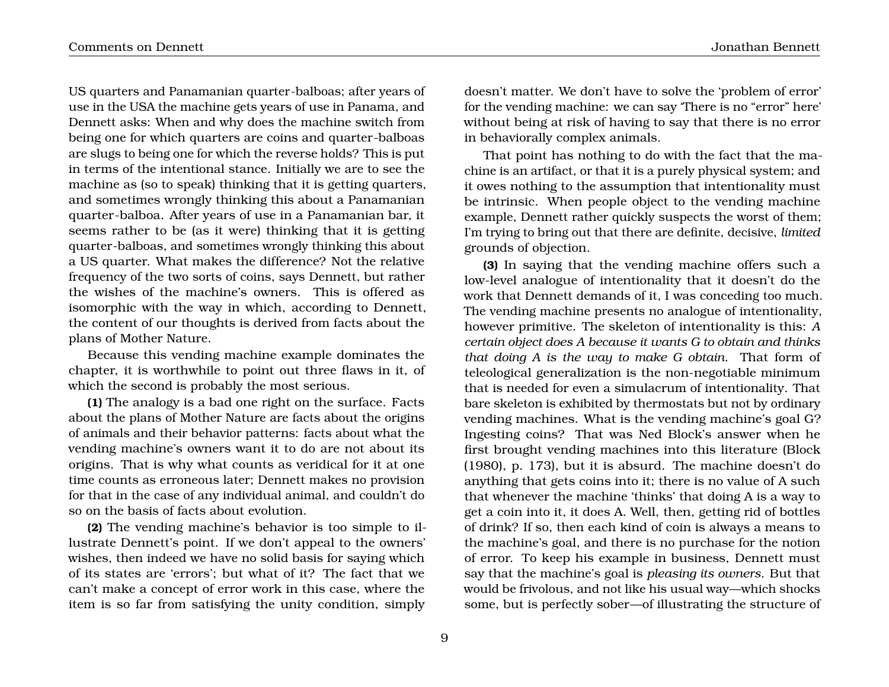US quarters and Panamanian quarter-balboas; after years of use in the USA the machine gets years of use in Panama, and Dennett asks: When and why does the machine switch from being one for which quarters are coins and quarter-balboas are slugs to being one for which the reverse holds? This is put in terms of the intentional stance. Initially we are to see the machine as (so to speak) thinking that it is getting quarters, and sometimes wrongly thinking this about a Panamanian quarter-balboa. After years of use in a Panamanian bar, it seems rather to be (as it were) thinking that it is getting quarter-balboas, and sometimes wrongly thinking this about a US quarter. What makes the difference? Not the relative frequency of the two sorts of coins, says Dennett, but rather the wishes of the machine's owners. This is offered as isomorphic with the way in which, according to Dennett, the content of our thoughts is derived from facts about the plans of Mother Nature.

Because this vending machine example dominates the chapter, it is worthwhile to point out three flaws in it, of which the second is probably the most serious.

**(1)** The analogy is a bad one right on the surface. Facts about the plans of Mother Nature are facts about the origins of animals and their behavior patterns: facts about what the vending machine's owners want it to do are not about its origins. That is why what counts as veridical for it at one time counts as erroneous later; Dennett makes no provision for that in the case of any individual animal, and couldn't do so on the basis of facts about evolution.

**(2)** The vending machine's behavior is too simple to illustrate Dennett's point. If we don't appeal to the owners' wishes, then indeed we have no solid basis for saying which of its states are 'errors'; but what of it? The fact that we can't make a concept of error work in this case, where the item is so far from satisfying the unity condition, simply doesn't matter. We don't have to solve the 'problem of error' for the vending machine: we can say 'There is no "error" here' without being at risk of having to say that there is no error in behaviorally complex animals.

That point has nothing to do with the fact that the machine is an artifact, or that it is a purely physical system; and it owes nothing to the assumption that intentionality must be intrinsic. When people object to the vending machine example, Dennett rather quickly suspects the worst of them; I'm trying to bring out that there are definite, decisive, *limited* grounds of objection.

**(3)** In saying that the vending machine offers such a low-level analogue of intentionality that it doesn't do the work that Dennett demands of it, I was conceding too much. The vending machine presents no analogue of intentionality, however primitive. The skeleton of intentionality is this: *A certain object does A because it wants G to obtain and thinks that doing A is the way to make G obtain.* That form of teleological generalization is the non-negotiable minimum that is needed for even a simulacrum of intentionality. That bare skeleton is exhibited by thermostats but not by ordinary vending machines. What is the vending machine's goal G? Ingesting coins? That was Ned Block's answer when he first brought vending machines into this literature (Block (1980), p. 173), but it is absurd. The machine doesn't do anything that gets coins into it; there is no value of A such that whenever the machine 'thinks' that doing A is a way to get a coin into it, it does A. Well, then, getting rid of bottles of drink? If so, then each kind of coin is always a means to the machine's goal, and there is no purchase for the notion of error. To keep his example in business, Dennett must say that the machine's goal is *pleasing its owners*. But that would be frivolous, and not like his usual way—which shocks some, but is perfectly sober—of illustrating the structure of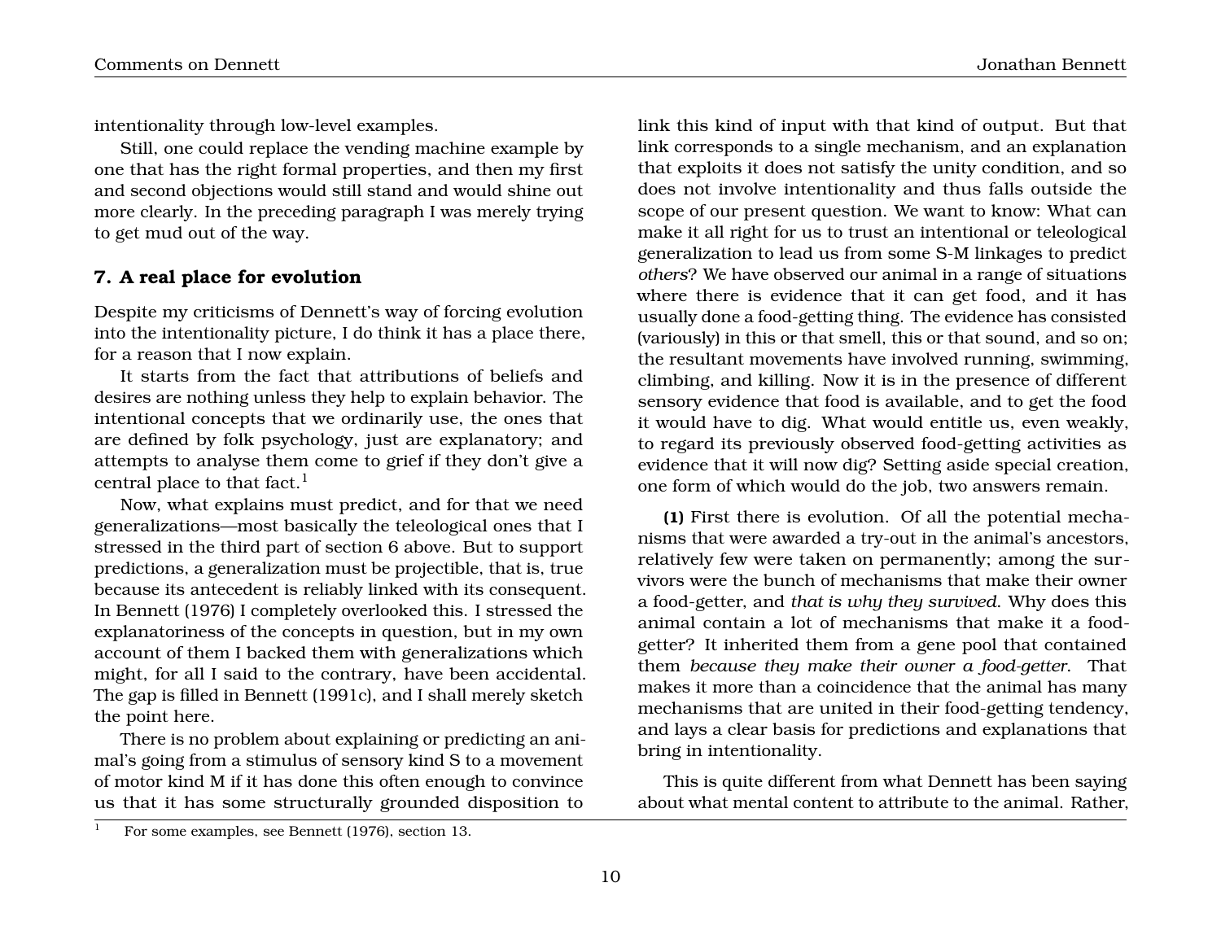intentionality through low-level examples.

Still, one could replace the vending machine example by one that has the right formal properties, and then my first and second objections would still stand and would shine out more clearly. In the preceding paragraph I was merely trying to get mud out of the way.

## 7. A real place for evolution

Despite my criticisms of Dennett's way of forcing evolution into the intentionality picture, I do think it has a place there, for a reason that I now explain.

It starts from the fact that attributions of beliefs and desires are nothing unless they help to explain behavior. The intentional concepts that we ordinarily use, the ones that are defined by folk psychology, just are explanatory; and attempts to analyse them come to grief if they don't give a central place to that fact.[1]

Now, what explains must predict, and for that we need generalizations—most basically the teleological ones that I stressed in the third part of section 6 above. But to support predictions, a generalization must be projectible, that is, true because its antecedent is reliably linked with its consequent. In Bennett (1976) I completely overlooked this. I stressed the explanatoriness of the concepts in question, but in my own account of them I backed them with generalizations which might, for all I said to the contrary, have been accidental. The gap is filled in Bennett (1991c), and I shall merely sketch the point here.

There is no problem about explaining or predicting an animal's going from a stimulus of sensory kind S to a movement of motor kind M if it has done this often enough to convince us that it has some structurally grounded disposition to link this kind of input with that kind of output. But that link corresponds to a single mechanism, and an explanation that exploits it does not satisfy the unity condition, and so does not involve intentionality and thus falls outside the scope of our present question. We want to know: What can make it all right for us to trust an intentional or teleological generalization to lead us from some S-M linkages to predict *others*? We have observed our animal in a range of situations where there is evidence that it can get food, and it has usually done a food-getting thing. The evidence has consisted (variously) in this or that smell, this or that sound, and so on; the resultant movements have involved running, swimming, climbing, and killing. Now it is in the presence of different sensory evidence that food is available, and to get the food it would have to dig. What would entitle us, even weakly, to regard its previously observed food-getting activities as evidence that it will now dig? Setting aside special creation, one form of which would do the job, two answers remain.

**(1)** First there is evolution. Of all the potential mechanisms that were awarded a try-out in the animal's ancestors, relatively few were taken on permanently; among the survivors were the bunch of mechanisms that make their owner a food-getter, and *that is why they survived*. Why does this animal contain a lot of mechanisms that make it a food-getter? It inherited them from a gene pool that contained them *because they make their owner a food-getter*. That makes it more than a coincidence that the animal has many mechanisms that are united in their food-getting tendency, and lays a clear basis for predictions and explanations that bring in intentionality.

This is quite different from what Dennett has been saying about what mental content to attribute to the animal. Rather,

[1] For some examples, see Bennett (1976), section 13.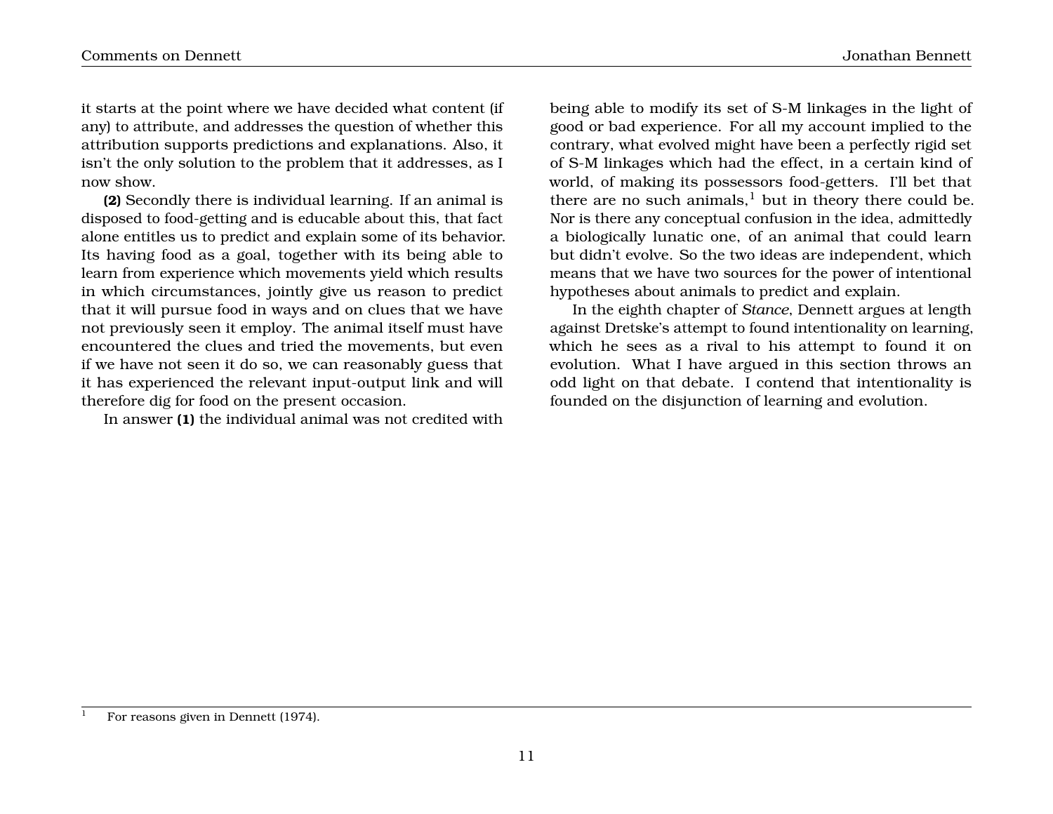it starts at the point where we have decided what content (if any) to attribute, and addresses the question of whether this attribution supports predictions and explanations. Also, it isn't the only solution to the problem that it addresses, as I now show.

**(2)** Secondly there is individual learning. If an animal is disposed to food-getting and is educable about this, that fact alone entitles us to predict and explain some of its behavior. Its having food as a goal, together with its being able to learn from experience which movements yield which results in which circumstances, jointly give us reason to predict that it will pursue food in ways and on clues that we have not previously seen it employ. The animal itself must have encountered the clues and tried the movements, but even if we have not seen it do so, we can reasonably guess that it has experienced the relevant input-output link and will therefore dig for food on the present occasion.

In answer **(1)** the individual animal was not credited with being able to modify its set of S-M linkages in the light of good or bad experience. For all my account implied to the contrary, what evolved might have been a perfectly rigid set of S-M linkages which had the effect, in a certain kind of world, of making its possessors food-getters. I'll bet that there are no such animals,[1] but in theory there could be. Nor is there any conceptual confusion in the idea, admittedly a biologically lunatic one, of an animal that could learn but didn't evolve. So the two ideas are independent, which means that we have two sources for the power of intentional hypotheses about animals to predict and explain.

In the eighth chapter of *Stance*, Dennett argues at length against Dretske's attempt to found intentionality on learning, which he sees as a rival to his attempt to found it on evolution. What I have argued in this section throws an odd light on that debate. I contend that intentionality is founded on the disjunction of learning and evolution.

[1] For reasons given in Dennett (1974).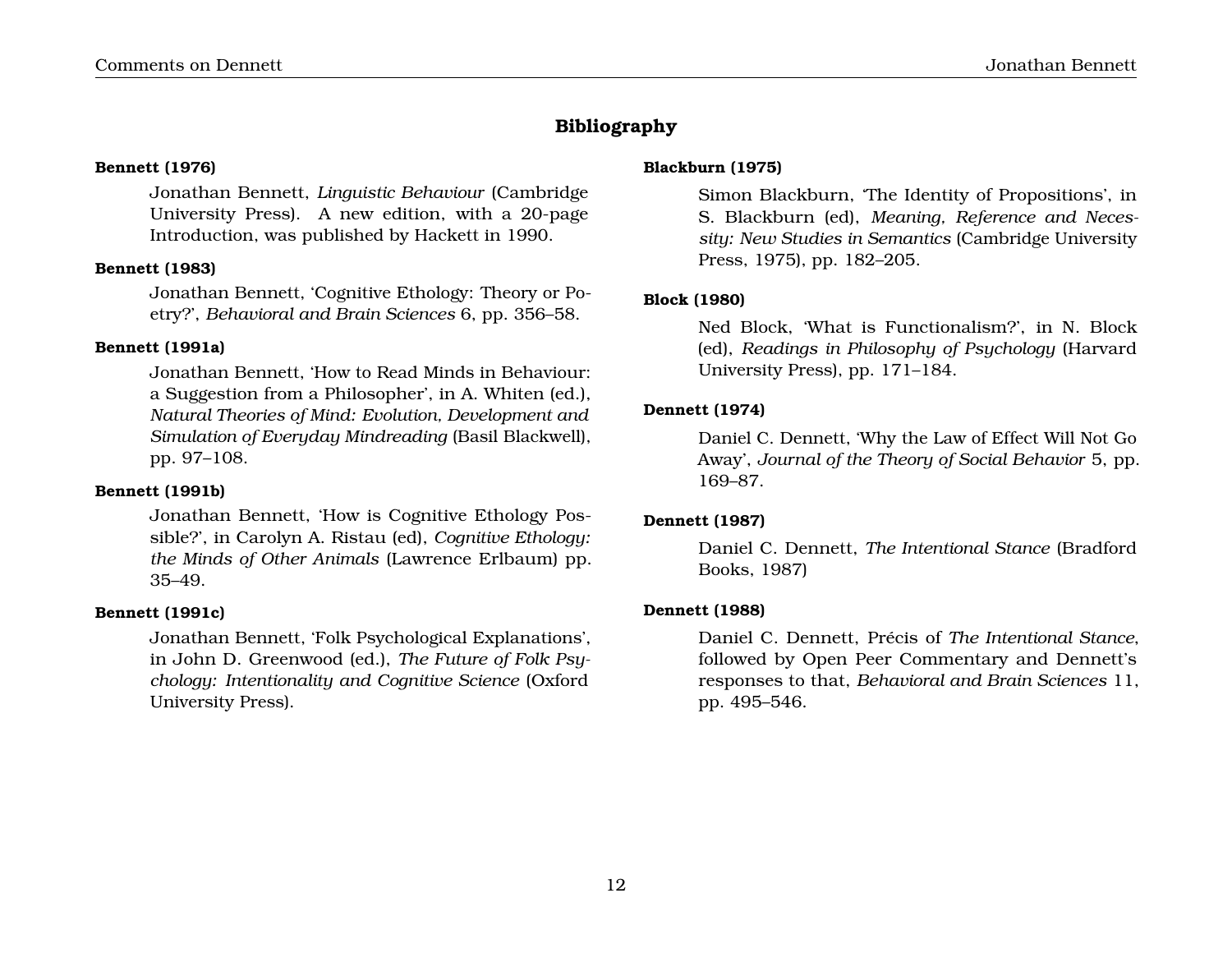## Bibliography

**Bennett (1976)**

Jonathan Bennett, *Linguistic Behaviour* (Cambridge University Press). A new edition, with a 20-page Introduction, was published by Hackett in 1990.

**Bennett (1983)**

Jonathan Bennett, 'Cognitive Ethology: Theory or Poetry?', *Behavioral and Brain Sciences* 6, pp. 356–58.

**Bennett (1991a)**

Jonathan Bennett, 'How to Read Minds in Behaviour: a Suggestion from a Philosopher', in A. Whiten (ed.), *Natural Theories of Mind: Evolution, Development and Simulation of Everyday Mindreading* (Basil Blackwell), pp. 97–108.

**Bennett (1991b)**

Jonathan Bennett, 'How is Cognitive Ethology Possible?', in Carolyn A. Ristau (ed), *Cognitive Ethology: the Minds of Other Animals* (Lawrence Erlbaum) pp. 35–49.

**Bennett (1991c)**

Jonathan Bennett, 'Folk Psychological Explanations', in John D. Greenwood (ed.), *The Future of Folk Psychology: Intentionality and Cognitive Science* (Oxford University Press).

**Blackburn (1975)**

Simon Blackburn, 'The Identity of Propositions', in S. Blackburn (ed), *Meaning, Reference and Necessity: New Studies in Semantics* (Cambridge University Press, 1975), pp. 182–205.

**Block (1980)**

Ned Block, 'What is Functionalism?', in N. Block (ed), *Readings in Philosophy of Psychology* (Harvard University Press), pp. 171–184.

**Dennett (1974)**

Daniel C. Dennett, 'Why the Law of Effect Will Not Go Away', *Journal of the Theory of Social Behavior* 5, pp. 169–87.

**Dennett (1987)**

Daniel C. Dennett, *The Intentional Stance* (Bradford Books, 1987)

**Dennett (1988)**

Daniel C. Dennett, Précis of *The Intentional Stance*, followed by Open Peer Commentary and Dennett's responses to that, *Behavioral and Brain Sciences* 11, pp. 495–546.